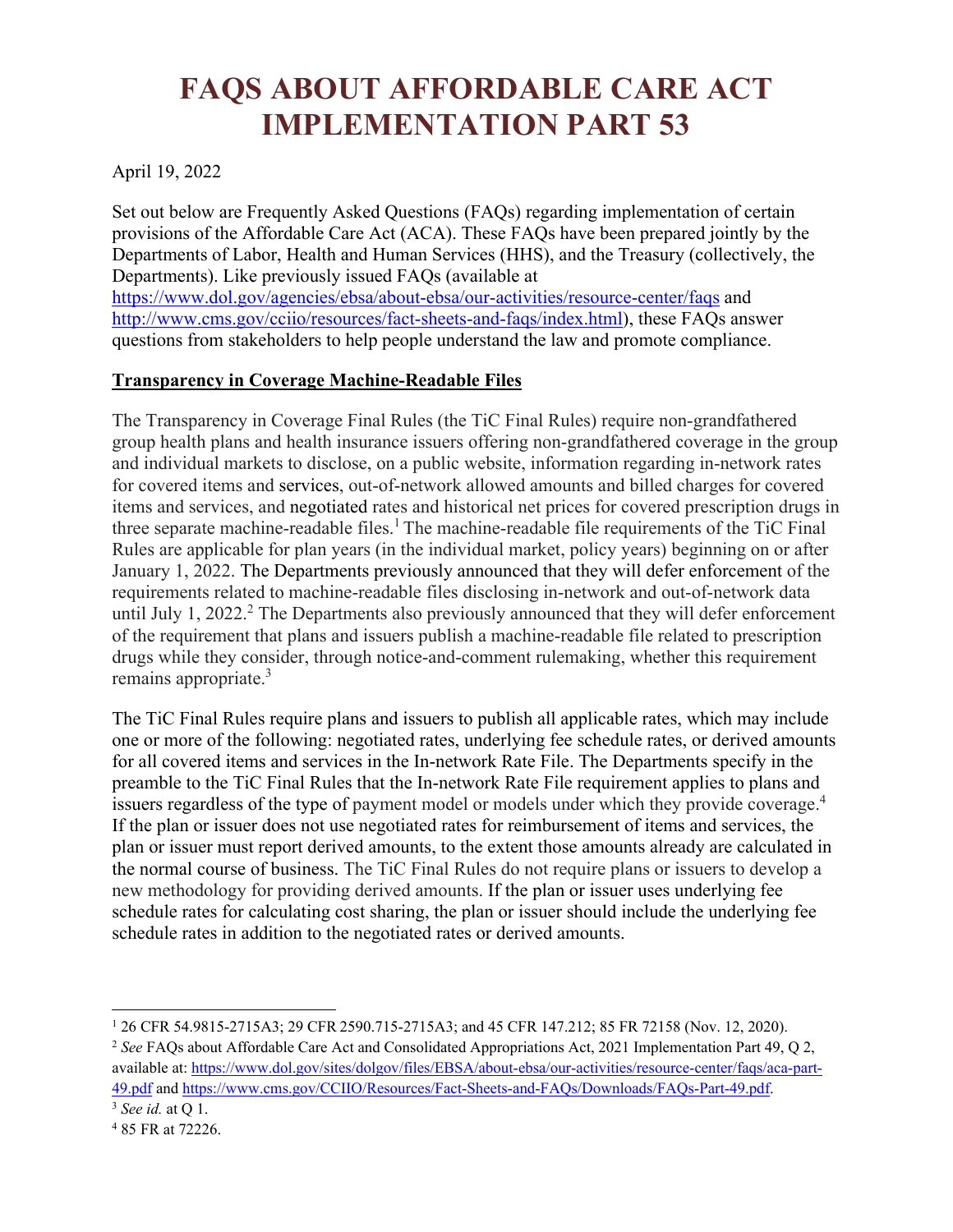# FAQS ABOUT AFFORDABLE CARE ACT IMPLEMENTATION PART 53

April 19, 2022

Set out below are Frequently Asked Questions (FAQs) regarding implementation of certain provisions of the Affordable Care Act (ACA). These FAQs have been prepared jointly by the Departments of Labor, Health and Human Services (HHS), and the Treasury (collectively, the Departments). Like previously issued FAQs (available at https://www.dol.gov/agencies/ebsa/about-ebsa/our-activities/resource-center/faqs and http://www.cms.gov/cciio/resources/fact-sheets-and-faqs/index.html), these FAQs answer questions from stakeholders to help people understand the law and promote compliance.

## Transparency in Coverage Machine-Readable Files

The Transparency in Coverage Final Rules (the TiC Final Rules) require non-grandfathered group health plans and health insurance issuers offering non-grandfathered coverage in the group and individual markets to disclose, on a public website, information regarding in-network rates for covered items and services, out-of-network allowed amounts and billed charges for covered items and services, and negotiated rates and historical net prices for covered prescription drugs in three separate machine-readable files.[1] The machine-readable file requirements of the TiC Final Rules are applicable for plan years (in the individual market, policy years) beginning on or after January 1, 2022. The Departments previously announced that they will defer enforcement of the requirements related to machine-readable files disclosing in-network and out-of-network data until July 1, 2022.[2] The Departments also previously announced that they will defer enforcement of the requirement that plans and issuers publish a machine-readable file related to prescription drugs while they consider, through notice-and-comment rulemaking, whether this requirement remains appropriate.[3]

The TiC Final Rules require plans and issuers to publish all applicable rates, which may include one or more of the following: negotiated rates, underlying fee schedule rates, or derived amounts for all covered items and services in the In-network Rate File. The Departments specify in the preamble to the TiC Final Rules that the In-network Rate File requirement applies to plans and issuers regardless of the type of payment model or models under which they provide coverage.[4] If the plan or issuer does not use negotiated rates for reimbursement of items and services, the plan or issuer must report derived amounts, to the extent those amounts already are calculated in the normal course of business. The TiC Final Rules do not require plans or issuers to develop a new methodology for providing derived amounts. If the plan or issuer uses underlying fee schedule rates for calculating cost sharing, the plan or issuer should include the underlying fee schedule rates in addition to the negotiated rates or derived amounts.

---

[1] 26 CFR 54.9815-2715A3; 29 CFR 2590.715-2715A3; and 45 CFR 147.212; 85 FR 72158 (Nov. 12, 2020).

[2] *See* FAQs about Affordable Care Act and Consolidated Appropriations Act, 2021 Implementation Part 49, Q 2, available at: https://www.dol.gov/sites/dolgov/files/EBSA/about-ebsa/our-activities/resource-center/faqs/aca-part-49.pdf and https://www.cms.gov/CCIIO/Resources/Fact-Sheets-and-FAQs/Downloads/FAQs-Part-49.pdf.

[3] *See id.* at Q 1.

[4] 85 FR at 72226.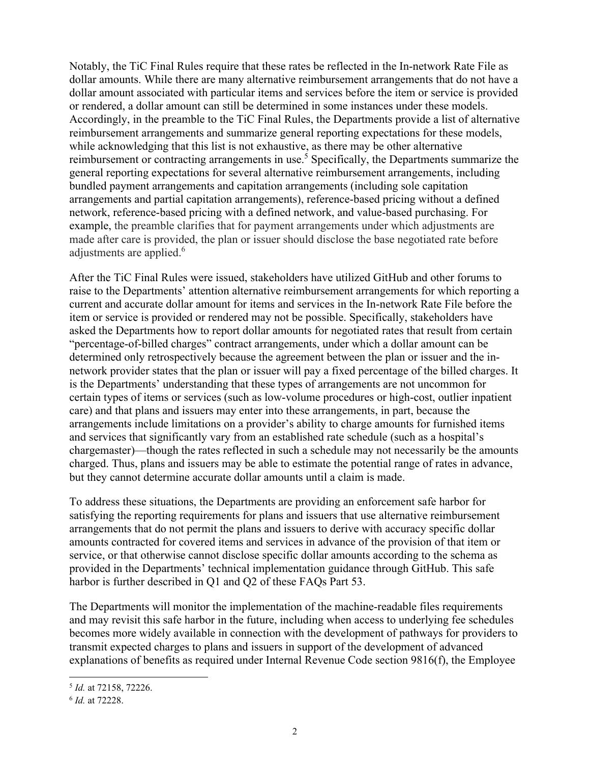Notably, the TiC Final Rules require that these rates be reflected in the In-network Rate File as dollar amounts. While there are many alternative reimbursement arrangements that do not have a dollar amount associated with particular items and services before the item or service is provided or rendered, a dollar amount can still be determined in some instances under these models. Accordingly, in the preamble to the TiC Final Rules, the Departments provide a list of alternative reimbursement arrangements and summarize general reporting expectations for these models, while acknowledging that this list is not exhaustive, as there may be other alternative reimbursement or contracting arrangements in use.[5] Specifically, the Departments summarize the general reporting expectations for several alternative reimbursement arrangements, including bundled payment arrangements and capitation arrangements (including sole capitation arrangements and partial capitation arrangements), reference-based pricing without a defined network, reference-based pricing with a defined network, and value-based purchasing. For example, the preamble clarifies that for payment arrangements under which adjustments are made after care is provided, the plan or issuer should disclose the base negotiated rate before adjustments are applied.[6]

After the TiC Final Rules were issued, stakeholders have utilized GitHub and other forums to raise to the Departments' attention alternative reimbursement arrangements for which reporting a current and accurate dollar amount for items and services in the In-network Rate File before the item or service is provided or rendered may not be possible. Specifically, stakeholders have asked the Departments how to report dollar amounts for negotiated rates that result from certain "percentage-of-billed charges" contract arrangements, under which a dollar amount can be determined only retrospectively because the agreement between the plan or issuer and the in-network provider states that the plan or issuer will pay a fixed percentage of the billed charges. It is the Departments' understanding that these types of arrangements are not uncommon for certain types of items or services (such as low-volume procedures or high-cost, outlier inpatient care) and that plans and issuers may enter into these arrangements, in part, because the arrangements include limitations on a provider's ability to charge amounts for furnished items and services that significantly vary from an established rate schedule (such as a hospital's chargemaster)—though the rates reflected in such a schedule may not necessarily be the amounts charged. Thus, plans and issuers may be able to estimate the potential range of rates in advance, but they cannot determine accurate dollar amounts until a claim is made.

To address these situations, the Departments are providing an enforcement safe harbor for satisfying the reporting requirements for plans and issuers that use alternative reimbursement arrangements that do not permit the plans and issuers to derive with accuracy specific dollar amounts contracted for covered items and services in advance of the provision of that item or service, or that otherwise cannot disclose specific dollar amounts according to the schema as provided in the Departments' technical implementation guidance through GitHub. This safe harbor is further described in Q1 and Q2 of these FAQs Part 53.

The Departments will monitor the implementation of the machine-readable files requirements and may revisit this safe harbor in the future, including when access to underlying fee schedules becomes more widely available in connection with the development of pathways for providers to transmit expected charges to plans and issuers in support of the development of advanced explanations of benefits as required under Internal Revenue Code section 9816(f), the Employee

---

[5] *Id.* at 72158, 72226.

[6] *Id.* at 72228.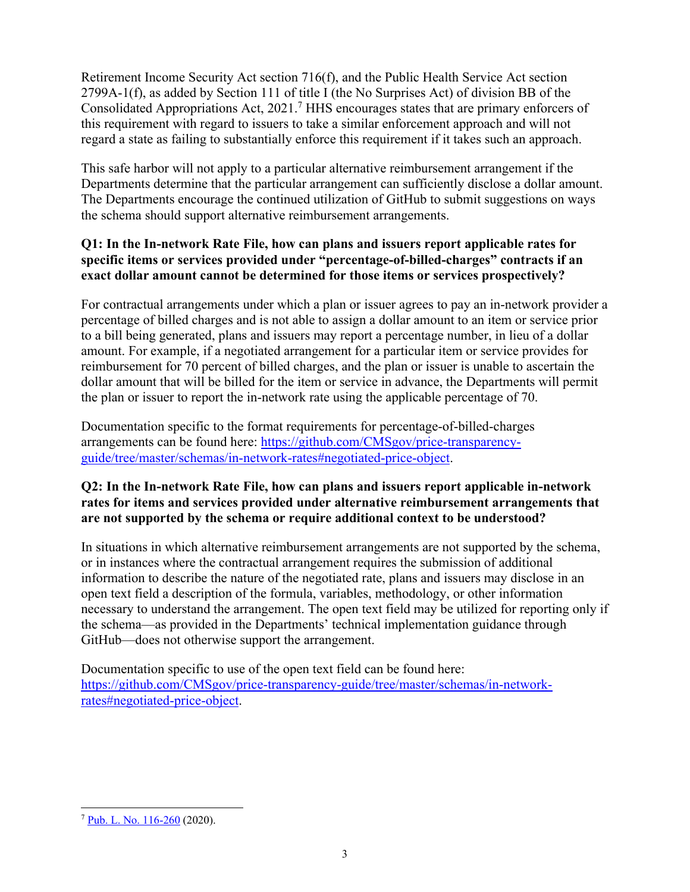Retirement Income Security Act section 716(f), and the Public Health Service Act section 2799A-1(f), as added by Section 111 of title I (the No Surprises Act) of division BB of the Consolidated Appropriations Act, 2021.[7] HHS encourages states that are primary enforcers of this requirement with regard to issuers to take a similar enforcement approach and will not regard a state as failing to substantially enforce this requirement if it takes such an approach.

This safe harbor will not apply to a particular alternative reimbursement arrangement if the Departments determine that the particular arrangement can sufficiently disclose a dollar amount. The Departments encourage the continued utilization of GitHub to submit suggestions on ways the schema should support alternative reimbursement arrangements.

**Q1: In the In-network Rate File, how can plans and issuers report applicable rates for specific items or services provided under "percentage-of-billed-charges" contracts if an exact dollar amount cannot be determined for those items or services prospectively?**

For contractual arrangements under which a plan or issuer agrees to pay an in-network provider a percentage of billed charges and is not able to assign a dollar amount to an item or service prior to a bill being generated, plans and issuers may report a percentage number, in lieu of a dollar amount. For example, if a negotiated arrangement for a particular item or service provides for reimbursement for 70 percent of billed charges, and the plan or issuer is unable to ascertain the dollar amount that will be billed for the item or service in advance, the Departments will permit the plan or issuer to report the in-network rate using the applicable percentage of 70.

Documentation specific to the format requirements for percentage-of-billed-charges arrangements can be found here: [https://github.com/CMSgov/price-transparency-guide/tree/master/schemas/in-network-rates#negotiated-price-object](https://github.com/CMSgov/price-transparency-guide/tree/master/schemas/in-network-rates#negotiated-price-object).

**Q2: In the In-network Rate File, how can plans and issuers report applicable in-network rates for items and services provided under alternative reimbursement arrangements that are not supported by the schema or require additional context to be understood?**

In situations in which alternative reimbursement arrangements are not supported by the schema, or in instances where the contractual arrangement requires the submission of additional information to describe the nature of the negotiated rate, plans and issuers may disclose in an open text field a description of the formula, variables, methodology, or other information necessary to understand the arrangement. The open text field may be utilized for reporting only if the schema—as provided in the Departments' technical implementation guidance through GitHub—does not otherwise support the arrangement.

Documentation specific to use of the open text field can be found here: [https://github.com/CMSgov/price-transparency-guide/tree/master/schemas/in-network-rates#negotiated-price-object](https://github.com/CMSgov/price-transparency-guide/tree/master/schemas/in-network-rates#negotiated-price-object).

---

[7] Pub. L. No. 116-260 (2020).